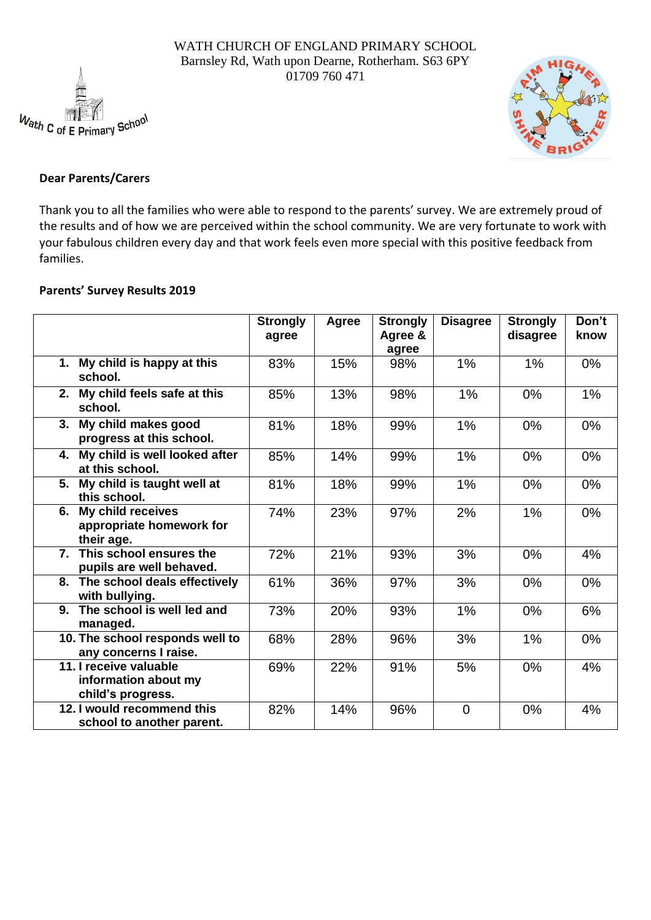WATH CHURCH OF ENGLAND PRIMARY SCHOOL
Barnsley Rd, Wath upon Dearne, Rotherham. S63 6PY
01709 760 471

Wath C of E Primary School

**Dear Parents/Carers**

Thank you to all the families who were able to respond to the parents' survey. We are extremely proud of the results and of how we are perceived within the school community. We are very fortunate to work with your fabulous children every day and that work feels even more special with this positive feedback from families.

**Parents' Survey Results 2019**

| | Strongly agree | Agree | Strongly Agree & agree | Disagree | Strongly disagree | Don't know |
|---|---|---|---|---|---|---|
| 1. My child is happy at this school. | 83% | 15% | 98% | 1% | 1% | 0% |
| 2. My child feels safe at this school. | 85% | 13% | 98% | 1% | 0% | 1% |
| 3. My child makes good progress at this school. | 81% | 18% | 99% | 1% | 0% | 0% |
| 4. My child is well looked after at this school. | 85% | 14% | 99% | 1% | 0% | 0% |
| 5. My child is taught well at this school. | 81% | 18% | 99% | 1% | 0% | 0% |
| 6. My child receives appropriate homework for their age. | 74% | 23% | 97% | 2% | 1% | 0% |
| 7. This school ensures the pupils are well behaved. | 72% | 21% | 93% | 3% | 0% | 4% |
| 8. The school deals effectively with bullying. | 61% | 36% | 97% | 3% | 0% | 0% |
| 9. The school is well led and managed. | 73% | 20% | 93% | 1% | 0% | 6% |
| 10. The school responds well to any concerns I raise. | 68% | 28% | 96% | 3% | 1% | 0% |
| 11. I receive valuable information about my child's progress. | 69% | 22% | 91% | 5% | 0% | 4% |
| 12. I would recommend this school to another parent. | 82% | 14% | 96% | 0 | 0% | 4% |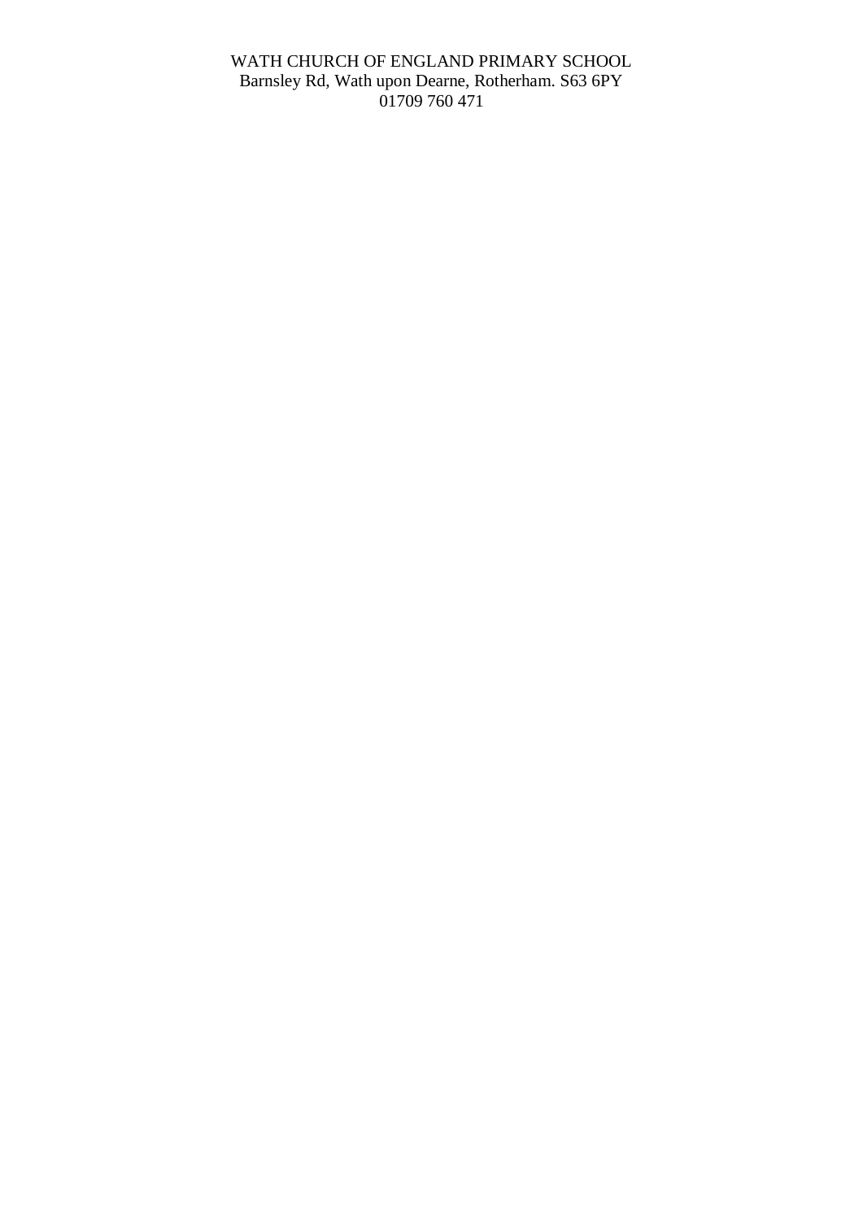WATH CHURCH OF ENGLAND PRIMARY SCHOOL
Barnsley Rd, Wath upon Dearne, Rotherham. S63 6PY
01709 760 471